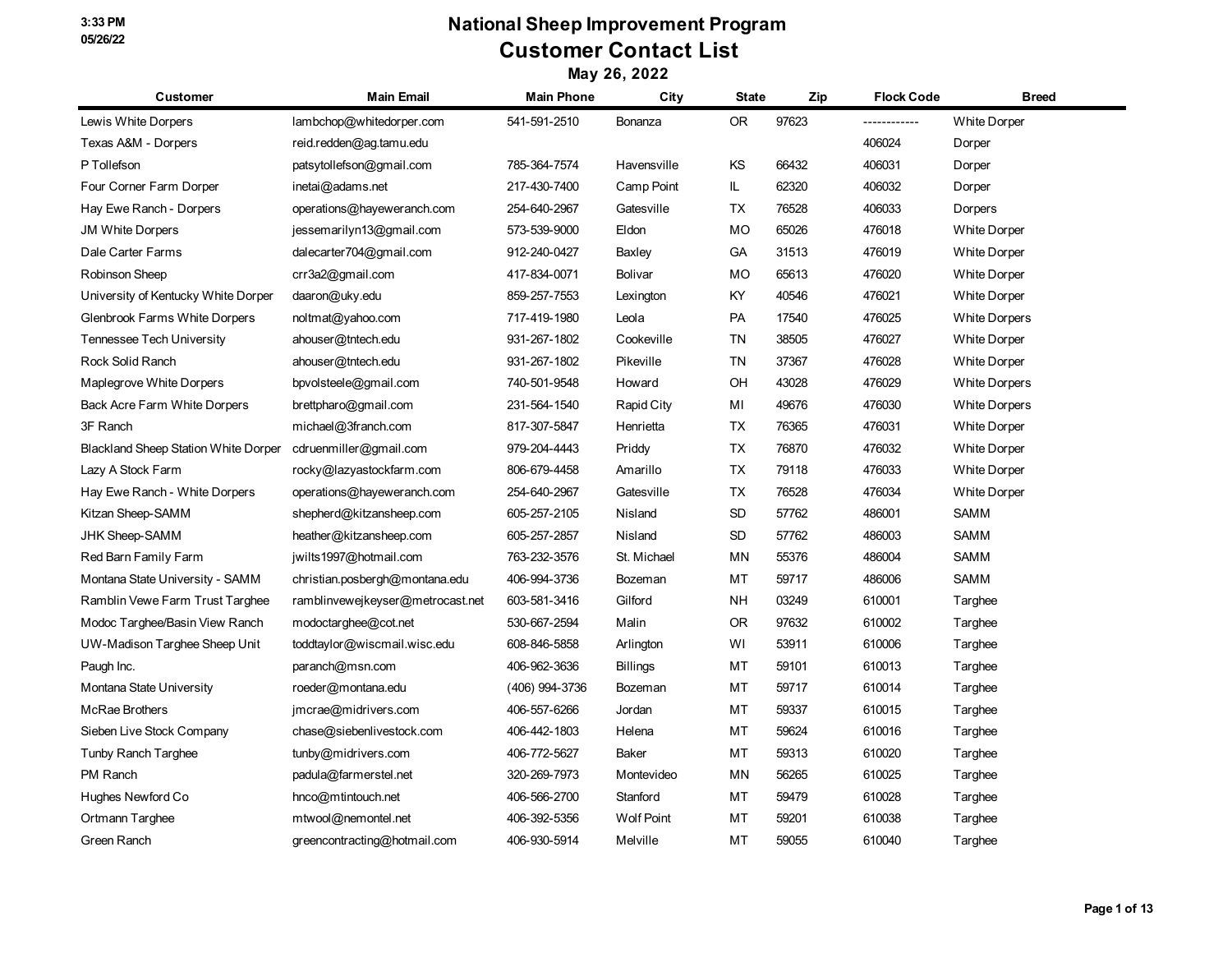# National Sheep Improvement Program

## Customer Contact List

### May 26, 2022

| Customer | Main Email | Main Phone | City | State | Zip | Flock Code | Breed |
|---|---|---|---|---|---|---|---|
| Lewis White Dorpers | lambchop@whitedorper.com | 541-591-2510 | Bonanza | OR | 97623 | ------------ | White Dorper |
| Texas A&M - Dorpers | reid.redden@ag.tamu.edu | | | | | 406024 | Dorper |
| P Tollefson | patsytollefson@gmail.com | 785-364-7574 | Havensville | KS | 66432 | 406031 | Dorper |
| Four Corner Farm Dorper | inetai@adams.net | 217-430-7400 | Camp Point | IL | 62320 | 406032 | Dorper |
| Hay Ewe Ranch - Dorpers | operations@hayeweranch.com | 254-640-2967 | Gatesville | TX | 76528 | 406033 | Dorpers |
| JM White Dorpers | jessemarilyn13@gmail.com | 573-539-9000 | Eldon | MO | 65026 | 476018 | White Dorper |
| Dale Carter Farms | dalecarter704@gmail.com | 912-240-0427 | Baxley | GA | 31513 | 476019 | White Dorper |
| Robinson Sheep | crr3a2@gmail.com | 417-834-0071 | Bolivar | MO | 65613 | 476020 | White Dorper |
| University of Kentucky White Dorper | daaron@uky.edu | 859-257-7553 | Lexington | KY | 40546 | 476021 | White Dorper |
| Glenbrook Farms White Dorpers | noltmat@yahoo.com | 717-419-1980 | Leola | PA | 17540 | 476025 | White Dorpers |
| Tennessee Tech University | ahouser@tntech.edu | 931-267-1802 | Cookeville | TN | 38505 | 476027 | White Dorper |
| Rock Solid Ranch | ahouser@tntech.edu | 931-267-1802 | Pikeville | TN | 37367 | 476028 | White Dorper |
| Maplegrove White Dorpers | bpvolsteele@gmail.com | 740-501-9548 | Howard | OH | 43028 | 476029 | White Dorpers |
| Back Acre Farm White Dorpers | brettpharo@gmail.com | 231-564-1540 | Rapid City | MI | 49676 | 476030 | White Dorpers |
| 3F Ranch | michael@3franch.com | 817-307-5847 | Henrietta | TX | 76365 | 476031 | White Dorper |
| Blackland Sheep Station White Dorper | cdruenmiller@gmail.com | 979-204-4443 | Priddy | TX | 76870 | 476032 | White Dorper |
| Lazy A Stock Farm | rocky@lazyastockfarm.com | 806-679-4458 | Amarillo | TX | 79118 | 476033 | White Dorper |
| Hay Ewe Ranch - White Dorpers | operations@hayeweranch.com | 254-640-2967 | Gatesville | TX | 76528 | 476034 | White Dorper |
| Kitzan Sheep-SAMM | shepherd@kitzansheep.com | 605-257-2105 | Nisland | SD | 57762 | 486001 | SAMM |
| JHK Sheep-SAMM | heather@kitzansheep.com | 605-257-2857 | Nisland | SD | 57762 | 486003 | SAMM |
| Red Barn Family Farm | jwilts1997@hotmail.com | 763-232-3576 | St. Michael | MN | 55376 | 486004 | SAMM |
| Montana State University - SAMM | christian.posbergh@montana.edu | 406-994-3736 | Bozeman | MT | 59717 | 486006 | SAMM |
| Ramblin Vewe Farm Trust Targhee | ramblinvewejkeyser@metrocast.net | 603-581-3416 | Gilford | NH | 03249 | 610001 | Targhee |
| Modoc Targhee/Basin View Ranch | modoctarghee@cot.net | 530-667-2594 | Malin | OR | 97632 | 610002 | Targhee |
| UW-Madison Targhee Sheep Unit | toddtaylor@wiscmail.wisc.edu | 608-846-5858 | Arlington | WI | 53911 | 610006 | Targhee |
| Paugh Inc. | paranch@msn.com | 406-962-3636 | Billings | MT | 59101 | 610013 | Targhee |
| Montana State University | roeder@montana.edu | (406) 994-3736 | Bozeman | MT | 59717 | 610014 | Targhee |
| McRae Brothers | jmcrae@midrivers.com | 406-557-6266 | Jordan | MT | 59337 | 610015 | Targhee |
| Sieben Live Stock Company | chase@siebenlivestock.com | 406-442-1803 | Helena | MT | 59624 | 610016 | Targhee |
| Tunby Ranch Targhee | tunby@midrivers.com | 406-772-5627 | Baker | MT | 59313 | 610020 | Targhee |
| PM Ranch | padula@farmerstel.net | 320-269-7973 | Montevideo | MN | 56265 | 610025 | Targhee |
| Hughes Newford Co | hnco@mtintouch.net | 406-566-2700 | Stanford | MT | 59479 | 610028 | Targhee |
| Ortmann Targhee | mtwool@nemontel.net | 406-392-5356 | Wolf Point | MT | 59201 | 610038 | Targhee |
| Green Ranch | greencontracting@hotmail.com | 406-930-5914 | Melville | MT | 59055 | 610040 | Targhee |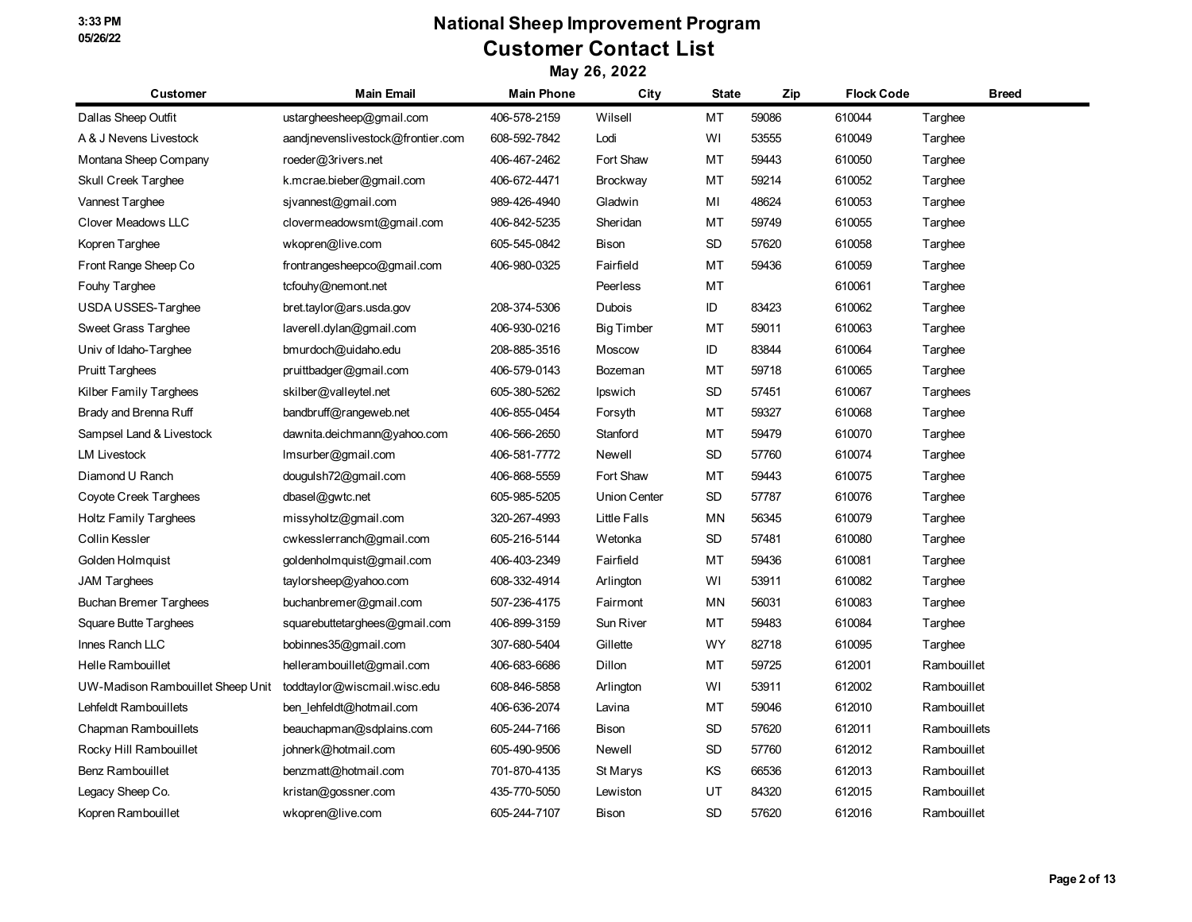# National Sheep Improvement Program

## Customer Contact List

### May 26, 2022

| Customer | Main Email | Main Phone | City | State | Zip | Flock Code | Breed |
|---|---|---|---|---|---|---|---|
| Dallas Sheep Outfit | ustargheesheep@gmail.com | 406-578-2159 | Wilsell | MT | 59086 | 610044 | Targhee |
| A & J Nevens Livestock | aandjnevenslivestock@frontier.com | 608-592-7842 | Lodi | WI | 53555 | 610049 | Targhee |
| Montana Sheep Company | roeder@3rivers.net | 406-467-2462 | Fort Shaw | MT | 59443 | 610050 | Targhee |
| Skull Creek Targhee | k.mcrae.bieber@gmail.com | 406-672-4471 | Brockway | MT | 59214 | 610052 | Targhee |
| Vannest Targhee | sjvannest@gmail.com | 989-426-4940 | Gladwin | MI | 48624 | 610053 | Targhee |
| Clover Meadows LLC | clovermeadowsmt@gmail.com | 406-842-5235 | Sheridan | MT | 59749 | 610055 | Targhee |
| Kopren Targhee | wkopren@live.com | 605-545-0842 | Bison | SD | 57620 | 610058 | Targhee |
| Front Range Sheep Co | frontrangesheepco@gmail.com | 406-980-0325 | Fairfield | MT | 59436 | 610059 | Targhee |
| Fouhy Targhee | tcfouhy@nemont.net | | Peerless | MT | | 610061 | Targhee |
| USDA USSES-Targhee | bret.taylor@ars.usda.gov | 208-374-5306 | Dubois | ID | 83423 | 610062 | Targhee |
| Sweet Grass Targhee | laverell.dylan@gmail.com | 406-930-0216 | Big Timber | MT | 59011 | 610063 | Targhee |
| Univ of Idaho-Targhee | bmurdoch@uidaho.edu | 208-885-3516 | Moscow | ID | 83844 | 610064 | Targhee |
| Pruitt Targhees | pruittbadger@gmail.com | 406-579-0143 | Bozeman | MT | 59718 | 610065 | Targhee |
| Kilber Family Targhees | skilber@valleytel.net | 605-380-5262 | Ipswich | SD | 57451 | 610067 | Targhees |
| Brady and Brenna Ruff | bandbruff@rangeweb.net | 406-855-0454 | Forsyth | MT | 59327 | 610068 | Targhee |
| Sampsel Land & Livestock | dawnita.deichmann@yahoo.com | 406-566-2650 | Stanford | MT | 59479 | 610070 | Targhee |
| LM Livestock | lmsurber@gmail.com | 406-581-7772 | Newell | SD | 57760 | 610074 | Targhee |
| Diamond U Ranch | dougulsh72@gmail.com | 406-868-5559 | Fort Shaw | MT | 59443 | 610075 | Targhee |
| Coyote Creek Targhees | dbasel@gwtc.net | 605-985-5205 | Union Center | SD | 57787 | 610076 | Targhee |
| Holtz Family Targhees | missyholtz@gmail.com | 320-267-4993 | Little Falls | MN | 56345 | 610079 | Targhee |
| Collin Kessler | cwkesslerranch@gmail.com | 605-216-5144 | Wetonka | SD | 57481 | 610080 | Targhee |
| Golden Holmquist | goldenholmquist@gmail.com | 406-403-2349 | Fairfield | MT | 59436 | 610081 | Targhee |
| JAM Targhees | taylorsheep@yahoo.com | 608-332-4914 | Arlington | WI | 53911 | 610082 | Targhee |
| Buchan Bremer Targhees | buchanbremer@gmail.com | 507-236-4175 | Fairmont | MN | 56031 | 610083 | Targhee |
| Square Butte Targhees | squarebuttetarghees@gmail.com | 406-899-3159 | Sun River | MT | 59483 | 610084 | Targhee |
| Innes Ranch LLC | bobinnes35@gmail.com | 307-680-5404 | Gillette | WY | 82718 | 610095 | Targhee |
| Helle Rambouillet | hellerambouillet@gmail.com | 406-683-6686 | Dillon | MT | 59725 | 612001 | Rambouillet |
| UW-Madison Rambouillet Sheep Unit | toddtaylor@wiscmail.wisc.edu | 608-846-5858 | Arlington | WI | 53911 | 612002 | Rambouillet |
| Lehfeldt Rambouillets | ben_lehfeldt@hotmail.com | 406-636-2074 | Lavina | MT | 59046 | 612010 | Rambouillet |
| Chapman Rambouillets | beauchapman@sdplains.com | 605-244-7166 | Bison | SD | 57620 | 612011 | Rambouillets |
| Rocky Hill Rambouillet | johnerk@hotmail.com | 605-490-9506 | Newell | SD | 57760 | 612012 | Rambouillet |
| Benz Rambouillet | benzmatt@hotmail.com | 701-870-4135 | St Marys | KS | 66536 | 612013 | Rambouillet |
| Legacy Sheep Co. | kristan@gossner.com | 435-770-5050 | Lewiston | UT | 84320 | 612015 | Rambouillet |
| Kopren Rambouillet | wkopren@live.com | 605-244-7107 | Bison | SD | 57620 | 612016 | Rambouillet |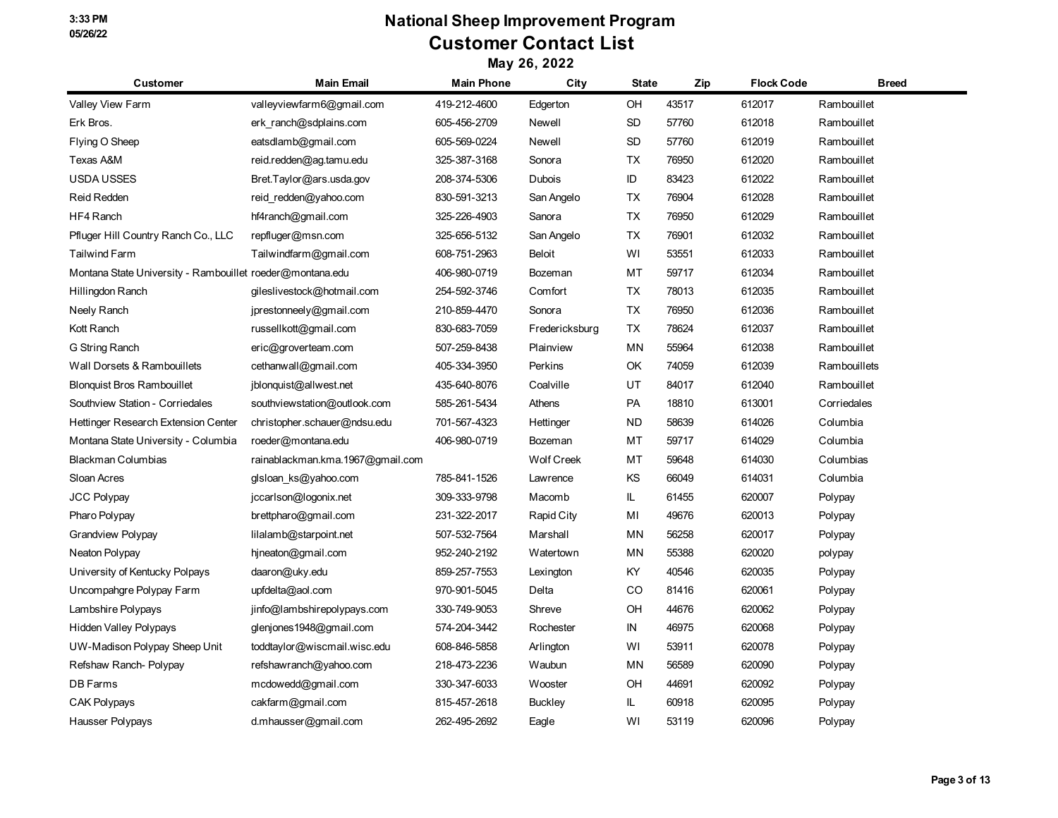# National Sheep Improvement Program

## Customer Contact List

### May 26, 2022

| Customer | Main Email | Main Phone | City | State | Zip | Flock Code | Breed |
|---|---|---|---|---|---|---|---|
| Valley View Farm | valleyviewfarm6@gmail.com | 419-212-4600 | Edgerton | OH | 43517 | 612017 | Rambouillet |
| Erk Bros. | erk_ranch@sdplains.com | 605-456-2709 | Newell | SD | 57760 | 612018 | Rambouillet |
| Flying O Sheep | eatsdlamb@gmail.com | 605-569-0224 | Newell | SD | 57760 | 612019 | Rambouillet |
| Texas A&M | reid.redden@ag.tamu.edu | 325-387-3168 | Sonora | TX | 76950 | 612020 | Rambouillet |
| USDA USSES | Bret.Taylor@ars.usda.gov | 208-374-5306 | Dubois | ID | 83423 | 612022 | Rambouillet |
| Reid Redden | reid_redden@yahoo.com | 830-591-3213 | San Angelo | TX | 76904 | 612028 | Rambouillet |
| HF4 Ranch | hf4ranch@gmail.com | 325-226-4903 | Sanora | TX | 76950 | 612029 | Rambouillet |
| Pfluger Hill Country Ranch Co., LLC | repfluger@msn.com | 325-656-5132 | San Angelo | TX | 76901 | 612032 | Rambouillet |
| Tailwind Farm | Tailwindfarm@gmail.com | 608-751-2963 | Beloit | WI | 53551 | 612033 | Rambouillet |
| Montana State University - Rambouillet | roeder@montana.edu | 406-980-0719 | Bozeman | MT | 59717 | 612034 | Rambouillet |
| Hillingdon Ranch | gileslivestock@hotmail.com | 254-592-3746 | Comfort | TX | 78013 | 612035 | Rambouillet |
| Neely Ranch | jprestonneely@gmail.com | 210-859-4470 | Sonora | TX | 76950 | 612036 | Rambouillet |
| Kott Ranch | russellkott@gmail.com | 830-683-7059 | Fredericksburg | TX | 78624 | 612037 | Rambouillet |
| G String Ranch | eric@groverteam.com | 507-259-8438 | Plainview | MN | 55964 | 612038 | Rambouillet |
| Wall Dorsets & Rambouillets | cethanwall@gmail.com | 405-334-3950 | Perkins | OK | 74059 | 612039 | Rambouillets |
| Blonquist Bros Rambouillet | jblonquist@allwest.net | 435-640-8076 | Coalville | UT | 84017 | 612040 | Rambouillet |
| Southview Station - Corriedales | southviewstation@outlook.com | 585-261-5434 | Athens | PA | 18810 | 613001 | Corriedales |
| Hettinger Research Extension Center | christopher.schauer@ndsu.edu | 701-567-4323 | Hettinger | ND | 58639 | 614026 | Columbia |
| Montana State University - Columbia | roeder@montana.edu | 406-980-0719 | Bozeman | MT | 59717 | 614029 | Columbia |
| Blackman Columbias | rainablackman.kma.1967@gmail.com | | Wolf Creek | MT | 59648 | 614030 | Columbias |
| Sloan Acres | glsloan_ks@yahoo.com | 785-841-1526 | Lawrence | KS | 66049 | 614031 | Columbia |
| JCC Polypay | jccarlson@logonix.net | 309-333-9798 | Macomb | IL | 61455 | 620007 | Polypay |
| Pharo Polypay | brettpharo@gmail.com | 231-322-2017 | Rapid City | MI | 49676 | 620013 | Polypay |
| Grandview Polypay | lilalamb@starpoint.net | 507-532-7564 | Marshall | MN | 56258 | 620017 | Polypay |
| Neaton Polypay | hjneaton@gmail.com | 952-240-2192 | Watertown | MN | 55388 | 620020 | polypay |
| University of Kentucky Polpays | daaron@uky.edu | 859-257-7553 | Lexington | KY | 40546 | 620035 | Polypay |
| Uncompahgre Polypay Farm | upfdelta@aol.com | 970-901-5045 | Delta | CO | 81416 | 620061 | Polypay |
| Lambshire Polypays | jinfo@lambshirepolypays.com | 330-749-9053 | Shreve | OH | 44676 | 620062 | Polypay |
| Hidden Valley Polypays | glenjones1948@gmail.com | 574-204-3442 | Rochester | IN | 46975 | 620068 | Polypay |
| UW-Madison Polypay Sheep Unit | toddtaylor@wiscmail.wisc.edu | 608-846-5858 | Arlington | WI | 53911 | 620078 | Polypay |
| Refshaw Ranch- Polypay | refshawranch@yahoo.com | 218-473-2236 | Waubun | MN | 56589 | 620090 | Polypay |
| DB Farms | mcdowedd@gmail.com | 330-347-6033 | Wooster | OH | 44691 | 620092 | Polypay |
| CAK Polypays | cakfarm@gmail.com | 815-457-2618 | Buckley | IL | 60918 | 620095 | Polypay |
| Hausser Polypays | d.mhausser@gmail.com | 262-495-2692 | Eagle | WI | 53119 | 620096 | Polypay |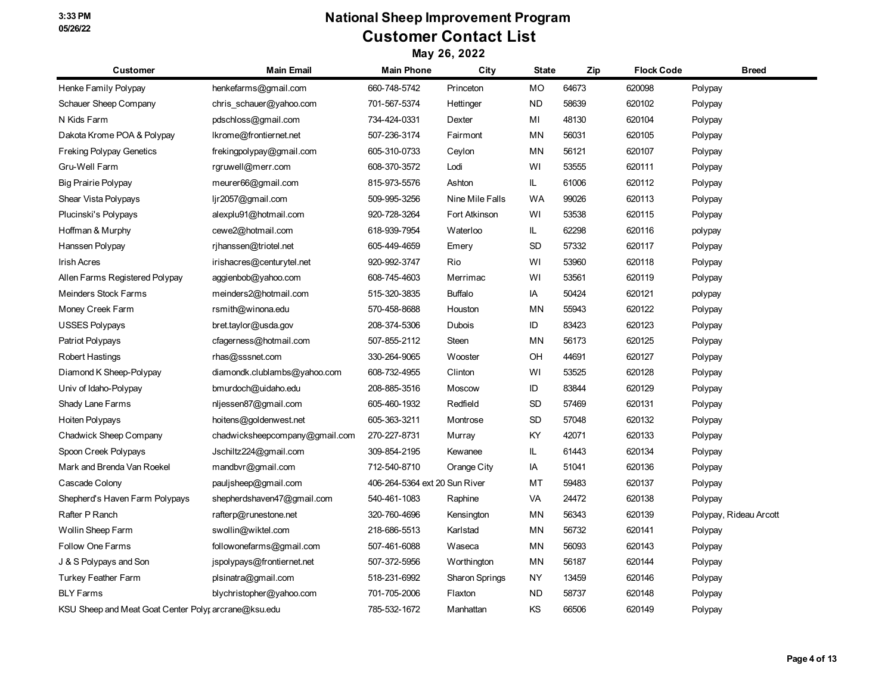# National Sheep Improvement Program
## Customer Contact List
### May 26, 2022

| Customer | Main Email | Main Phone | City | State | Zip | Flock Code | Breed |
|---|---|---|---|---|---|---|---|
| Henke Family Polypay | henkefarms@gmail.com | 660-748-5742 | Princeton | MO | 64673 | 620098 | Polypay |
| Schauer Sheep Company | chris_schauer@yahoo.com | 701-567-5374 | Hettinger | ND | 58639 | 620102 | Polypay |
| N Kids Farm | pdschloss@gmail.com | 734-424-0331 | Dexter | MI | 48130 | 620104 | Polypay |
| Dakota Krome POA & Polypay | lkrome@frontiernet.net | 507-236-3174 | Fairmont | MN | 56031 | 620105 | Polypay |
| Freking Polypay Genetics | frekingpolypay@gmail.com | 605-310-0733 | Ceylon | MN | 56121 | 620107 | Polypay |
| Gru-Well Farm | rgruwell@merr.com | 608-370-3572 | Lodi | WI | 53555 | 620111 | Polypay |
| Big Prairie Polypay | meurer66@gmail.com | 815-973-5576 | Ashton | IL | 61006 | 620112 | Polypay |
| Shear Vista Polypays | ljr2057@gmail.com | 509-995-3256 | Nine Mile Falls | WA | 99026 | 620113 | Polypay |
| Plucinski's Polypays | alexplu91@hotmail.com | 920-728-3264 | Fort Atkinson | WI | 53538 | 620115 | Polypay |
| Hoffman & Murphy | cewe2@hotmail.com | 618-939-7954 | Waterloo | IL | 62298 | 620116 | polypay |
| Hanssen Polypay | rjhanssen@triotel.net | 605-449-4659 | Emery | SD | 57332 | 620117 | Polypay |
| Irish Acres | irishacres@centurytel.net | 920-992-3747 | Rio | WI | 53960 | 620118 | Polypay |
| Allen Farms Registered Polypay | aggienbob@yahoo.com | 608-745-4603 | Merrimac | WI | 53561 | 620119 | Polypay |
| Meinders Stock Farms | meinders2@hotmail.com | 515-320-3835 | Buffalo | IA | 50424 | 620121 | polypay |
| Money Creek Farm | rsmith@winona.edu | 570-458-8688 | Houston | MN | 55943 | 620122 | Polypay |
| USSES Polypays | bret.taylor@usda.gov | 208-374-5306 | Dubois | ID | 83423 | 620123 | Polypay |
| Patriot Polypays | cfagerness@hotmail.com | 507-855-2112 | Steen | MN | 56173 | 620125 | Polypay |
| Robert Hastings | rhas@sssnet.com | 330-264-9065 | Wooster | OH | 44691 | 620127 | Polypay |
| Diamond K Sheep-Polypay | diamondk.clublambs@yahoo.com | 608-732-4955 | Clinton | WI | 53525 | 620128 | Polypay |
| Univ of Idaho-Polypay | bmurdoch@uidaho.edu | 208-885-3516 | Moscow | ID | 83844 | 620129 | Polypay |
| Shady Lane Farms | nljessen87@gmail.com | 605-460-1932 | Redfield | SD | 57469 | 620131 | Polypay |
| Hoiten Polypays | hoitens@goldenwest.net | 605-363-3211 | Montrose | SD | 57048 | 620132 | Polypay |
| Chadwick Sheep Company | chadwicksheepcompany@gmail.com | 270-227-8731 | Murray | KY | 42071 | 620133 | Polypay |
| Spoon Creek Polypays | Jschiltz224@gmail.com | 309-854-2195 | Kewanee | IL | 61443 | 620134 | Polypay |
| Mark and Brenda Van Roekel | mandbvr@gmail.com | 712-540-8710 | Orange City | IA | 51041 | 620136 | Polypay |
| Cascade Colony | pauljsheep@gmail.com | 406-264-5364 ext 20 | Sun River | MT | 59483 | 620137 | Polypay |
| Shepherd's Haven Farm Polypays | shepherdshaven47@gmail.com | 540-461-1083 | Raphine | VA | 24472 | 620138 | Polypay |
| Rafter P Ranch | rafterp@runestone.net | 320-760-4696 | Kensington | MN | 56343 | 620139 | Polypay, Rideau Arcott |
| Wollin Sheep Farm | swollin@wiktel.com | 218-686-5513 | Karlstad | MN | 56732 | 620141 | Polypay |
| Follow One Farms | followonefarms@gmail.com | 507-461-6088 | Waseca | MN | 56093 | 620143 | Polypay |
| J & S Polypays and Son | jspolypays@frontiernet.net | 507-372-5956 | Worthington | MN | 56187 | 620144 | Polypay |
| Turkey Feather Farm | plsinatra@gmail.com | 518-231-6992 | Sharon Springs | NY | 13459 | 620146 | Polypay |
| BLY Farms | blychristopher@yahoo.com | 701-705-2006 | Flaxton | ND | 58737 | 620148 | Polypay |
| KSU Sheep and Meat Goat Center Polyp | arcrane@ksu.edu | 785-532-1672 | Manhattan | KS | 66506 | 620149 | Polypay |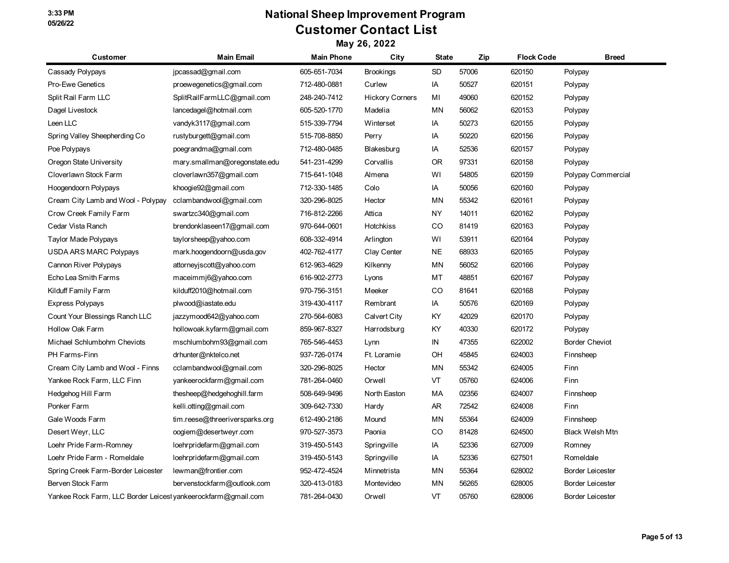# National Sheep Improvement Program

## Customer Contact List

### May 26, 2022

| Customer | Main Email | Main Phone | City | State | Zip | Flock Code | Breed |
|---|---|---|---|---|---|---|---|
| Cassady Polypays | jpcassad@gmail.com | 605-651-7034 | Brookings | SD | 57006 | 620150 | Polypay |
| Pro-Ewe Genetics | proewegenetics@gmail.com | 712-480-0881 | Curlew | IA | 50527 | 620151 | Polypay |
| Split Rail Farm LLC | SplitRailFarmLLC@gmail.com | 248-240-7412 | Hickory Corners | MI | 49060 | 620152 | Polypay |
| Dagel Livestock | lancedagel@hotmail.com | 605-520-1770 | Madelia | MN | 56062 | 620153 | Polypay |
| Leen LLC | vandyk3117@gmail.com | 515-339-7794 | Winterset | IA | 50273 | 620155 | Polypay |
| Spring Valley Sheepherding Co | rustyburgett@gmail.com | 515-708-8850 | Perry | IA | 50220 | 620156 | Polypay |
| Poe Polypays | poegrandma@gmail.com | 712-480-0485 | Blakesburg | IA | 52536 | 620157 | Polypay |
| Oregon State University | mary.smallman@oregonstate.edu | 541-231-4299 | Corvallis | OR | 97331 | 620158 | Polypay |
| Cloverlawn Stock Farm | cloverlawn357@gmail.com | 715-641-1048 | Almena | WI | 54805 | 620159 | Polypay Commercial |
| Hoogendoorn Polypays | khoogie92@gmail.com | 712-330-1485 | Colo | IA | 50056 | 620160 | Polypay |
| Cream City Lamb and Wool - Polypay | cclambandwool@gmail.com | 320-296-8025 | Hector | MN | 55342 | 620161 | Polypay |
| Crow Creek Family Farm | swartzc340@gmail.com | 716-812-2266 | Attica | NY | 14011 | 620162 | Polypay |
| Cedar Vista Ranch | brendonklaseen17@gmail.com | 970-644-0601 | Hotchkiss | CO | 81419 | 620163 | Polypay |
| Taylor Made Polypays | taylorsheep@yahoo.com | 608-332-4914 | Arlington | WI | 53911 | 620164 | Polypay |
| USDA ARS MARC Polypays | mark.hoogendoorn@usda.gov | 402-762-4177 | Clay Center | NE | 68933 | 620165 | Polypay |
| Cannon River Polypays | attorneyjscott@yahoo.com | 612-963-4629 | Kilkenny | MN | 56052 | 620166 | Polypay |
| Echo Lea Smith Farms | maceimmj6@yahoo.com | 616-902-2773 | Lyons | MT | 48851 | 620167 | Polypay |
| Kilduff Family Farm | kilduff2010@hotmail.com | 970-756-3151 | Meeker | CO | 81641 | 620168 | Polypay |
| Express Polypays | plwood@iastate.edu | 319-430-4117 | Rembrant | IA | 50576 | 620169 | Polypay |
| Count Your Blessings Ranch LLC | jazzymood642@yahoo.com | 270-564-6083 | Calvert City | KY | 42029 | 620170 | Polypay |
| Hollow Oak Farm | hollowoak.kyfarm@gmail.com | 859-967-8327 | Harrodsburg | KY | 40330 | 620172 | Polypay |
| Michael Schlumbohm Cheviots | mschlumbohm93@gmail.com | 765-546-4453 | Lynn | IN | 47355 | 622002 | Border Cheviot |
| PH Farms-Finn | drhunter@nktelco.net | 937-726-0174 | Ft. Loramie | OH | 45845 | 624003 | Finnsheep |
| Cream City Lamb and Wool - Finns | cclambandwool@gmail.com | 320-296-8025 | Hector | MN | 55342 | 624005 | Finn |
| Yankee Rock Farm, LLC Finn | yankeerockfarm@gmail.com | 781-264-0460 | Orwell | VT | 05760 | 624006 | Finn |
| Hedgehog Hill Farm | thesheep@hedgehoghill.farm | 508-649-9496 | North Easton | MA | 02356 | 624007 | Finnsheep |
| Ponker Farm | kelli.otting@gmail.com | 309-642-7330 | Hardy | AR | 72542 | 624008 | Finn |
| Gale Woods Farm | tim.reese@threeriversparks.org | 612-490-2186 | Mound | MN | 55364 | 624009 | Finnsheep |
| Desert Weyr, LLC | oogiem@desertweyr.com | 970-527-3573 | Paonia | CO | 81428 | 624500 | Black Welsh Mtn |
| Loehr Pride Farm-Romney | loehrpridefarm@gmail.com | 319-450-5143 | Springville | IA | 52336 | 627009 | Romney |
| Loehr Pride Farm - Romeldale | loehrpridefarm@gmail.com | 319-450-5143 | Springville | IA | 52336 | 627501 | Romeldale |
| Spring Creek Farm-Border Leicester | lewman@frontier.com | 952-472-4524 | Minnetrista | MN | 55364 | 628002 | Border Leicester |
| Berven Stock Farm | bervenstockfarm@outlook.com | 320-413-0183 | Montevideo | MN | 56265 | 628005 | Border Leicester |
| Yankee Rock Farm, LLC Border Leicest | yankeerockfarm@gmail.com | 781-264-0430 | Orwell | VT | 05760 | 628006 | Border Leicester |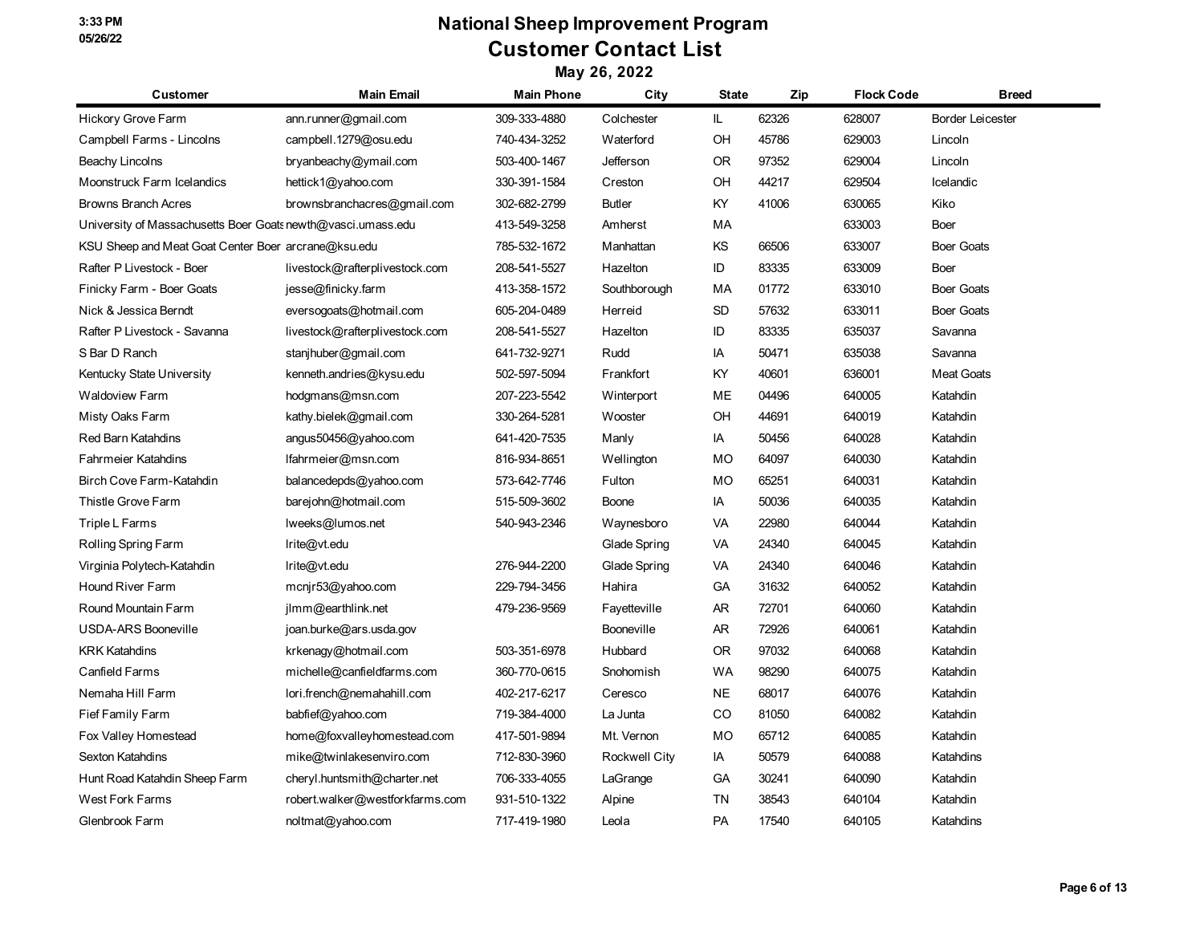# National Sheep Improvement Program

## Customer Contact List

### May 26, 2022

| Customer | Main Email | Main Phone | City | State | Zip | Flock Code | Breed |
|---|---|---|---|---|---|---|---|
| Hickory Grove Farm | ann.runner@gmail.com | 309-333-4880 | Colchester | IL | 62326 | 628007 | Border Leicester |
| Campbell Farms - Lincolns | campbell.1279@osu.edu | 740-434-3252 | Waterford | OH | 45786 | 629003 | Lincoln |
| Beachy Lincolns | bryanbeachy@ymail.com | 503-400-1467 | Jefferson | OR | 97352 | 629004 | Lincoln |
| Moonstruck Farm Icelandics | hettick1@yahoo.com | 330-391-1584 | Creston | OH | 44217 | 629504 | Icelandic |
| Browns Branch Acres | brownsbranchacres@gmail.com | 302-682-2799 | Butler | KY | 41006 | 630065 | Kiko |
| University of Massachusetts Boer Goats | newth@vasci.umass.edu | 413-549-3258 | Amherst | MA | | 633003 | Boer |
| KSU Sheep and Meat Goat Center Boer | arcrane@ksu.edu | 785-532-1672 | Manhattan | KS | 66506 | 633007 | Boer Goats |
| Rafter P Livestock - Boer | livestock@rafterplivestock.com | 208-541-5527 | Hazelton | ID | 83335 | 633009 | Boer |
| Finicky Farm - Boer Goats | jesse@finicky.farm | 413-358-1572 | Southborough | MA | 01772 | 633010 | Boer Goats |
| Nick & Jessica Berndt | eversogoats@hotmail.com | 605-204-0489 | Herreid | SD | 57632 | 633011 | Boer Goats |
| Rafter P Livestock - Savanna | livestock@rafterplivestock.com | 208-541-5527 | Hazelton | ID | 83335 | 635037 | Savanna |
| S Bar D Ranch | stanjhuber@gmail.com | 641-732-9271 | Rudd | IA | 50471 | 635038 | Savanna |
| Kentucky State University | kenneth.andries@kysu.edu | 502-597-5094 | Frankfort | KY | 40601 | 636001 | Meat Goats |
| Waldoview Farm | hodgmans@msn.com | 207-223-5542 | Winterport | ME | 04496 | 640005 | Katahdin |
| Misty Oaks Farm | kathy.bielek@gmail.com | 330-264-5281 | Wooster | OH | 44691 | 640019 | Katahdin |
| Red Barn Katahdins | angus50456@yahoo.com | 641-420-7535 | Manly | IA | 50456 | 640028 | Katahdin |
| Fahrmeier Katahdins | lfahrmeier@msn.com | 816-934-8651 | Wellington | MO | 64097 | 640030 | Katahdin |
| Birch Cove Farm-Katahdin | balancedepds@yahoo.com | 573-642-7746 | Fulton | MO | 65251 | 640031 | Katahdin |
| Thistle Grove Farm | barejohn@hotmail.com | 515-509-3602 | Boone | IA | 50036 | 640035 | Katahdin |
| Triple L Farms | lweeks@lumos.net | 540-943-2346 | Waynesboro | VA | 22980 | 640044 | Katahdin |
| Rolling Spring Farm | lrite@vt.edu | | Glade Spring | VA | 24340 | 640045 | Katahdin |
| Virginia Polytech-Katahdin | lrite@vt.edu | 276-944-2200 | Glade Spring | VA | 24340 | 640046 | Katahdin |
| Hound River Farm | mcnjr53@yahoo.com | 229-794-3456 | Hahira | GA | 31632 | 640052 | Katahdin |
| Round Mountain Farm | jlmm@earthlink.net | 479-236-9569 | Fayetteville | AR | 72701 | 640060 | Katahdin |
| USDA-ARS Booneville | joan.burke@ars.usda.gov | | Booneville | AR | 72926 | 640061 | Katahdin |
| KRK Katahdins | krkenagy@hotmail.com | 503-351-6978 | Hubbard | OR | 97032 | 640068 | Katahdin |
| Canfield Farms | michelle@canfieldfarms.com | 360-770-0615 | Snohomish | WA | 98290 | 640075 | Katahdin |
| Nemaha Hill Farm | lori.french@nemahahill.com | 402-217-6217 | Ceresco | NE | 68017 | 640076 | Katahdin |
| Fief Family Farm | babfief@yahoo.com | 719-384-4000 | La Junta | CO | 81050 | 640082 | Katahdin |
| Fox Valley Homestead | home@foxvalleyhomestead.com | 417-501-9894 | Mt. Vernon | MO | 65712 | 640085 | Katahdin |
| Sexton Katahdins | mike@twinlakesenviro.com | 712-830-3960 | Rockwell City | IA | 50579 | 640088 | Katahdins |
| Hunt Road Katahdin Sheep Farm | cheryl.huntsmith@charter.net | 706-333-4055 | LaGrange | GA | 30241 | 640090 | Katahdin |
| West Fork Farms | robert.walker@westforkfarms.com | 931-510-1322 | Alpine | TN | 38543 | 640104 | Katahdin |
| Glenbrook Farm | noltmat@yahoo.com | 717-419-1980 | Leola | PA | 17540 | 640105 | Katahdins |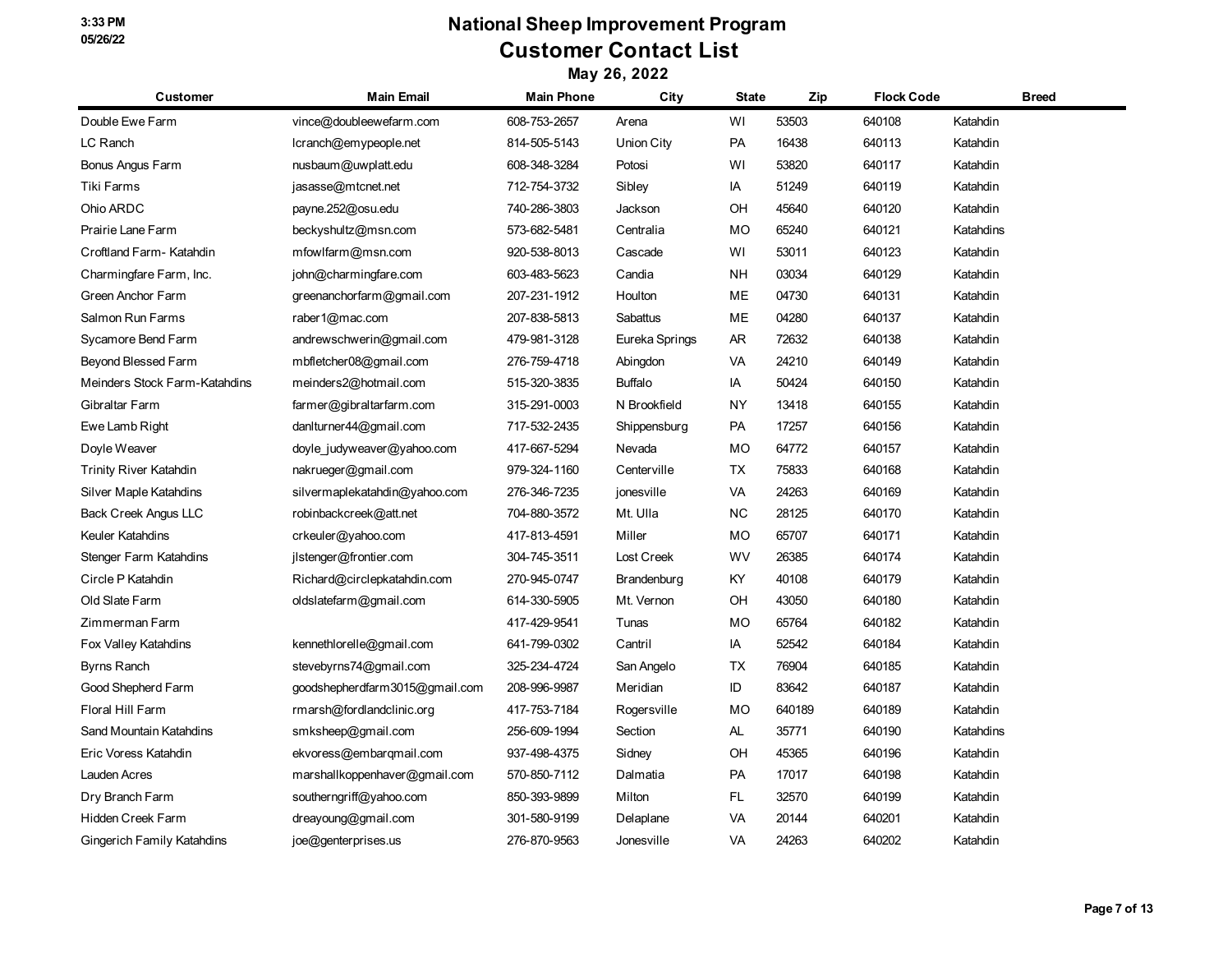# National Sheep Improvement Program

## Customer Contact List

### May 26, 2022

| Customer | Main Email | Main Phone | City | State | Zip | Flock Code | Breed |
|---|---|---|---|---|---|---|---|
| Double Ewe Farm | vince@doubleewefarm.com | 608-753-2657 | Arena | WI | 53503 | 640108 | Katahdin |
| LC Ranch | lcranch@emypeople.net | 814-505-5143 | Union City | PA | 16438 | 640113 | Katahdin |
| Bonus Angus Farm | nusbaum@uwplatt.edu | 608-348-3284 | Potosi | WI | 53820 | 640117 | Katahdin |
| Tiki Farms | jasasse@mtcnet.net | 712-754-3732 | Sibley | IA | 51249 | 640119 | Katahdin |
| Ohio ARDC | payne.252@osu.edu | 740-286-3803 | Jackson | OH | 45640 | 640120 | Katahdin |
| Prairie Lane Farm | beckyshultz@msn.com | 573-682-5481 | Centralia | MO | 65240 | 640121 | Katahdins |
| Croftland Farm- Katahdin | mfowlfarm@msn.com | 920-538-8013 | Cascade | WI | 53011 | 640123 | Katahdin |
| Charmingfare Farm, Inc. | john@charmingfare.com | 603-483-5623 | Candia | NH | 03034 | 640129 | Katahdin |
| Green Anchor Farm | greenanchorfarm@gmail.com | 207-231-1912 | Houlton | ME | 04730 | 640131 | Katahdin |
| Salmon Run Farms | raber1@mac.com | 207-838-5813 | Sabattus | ME | 04280 | 640137 | Katahdin |
| Sycamore Bend Farm | andrewschwerin@gmail.com | 479-981-3128 | Eureka Springs | AR | 72632 | 640138 | Katahdin |
| Beyond Blessed Farm | mbfletcher08@gmail.com | 276-759-4718 | Abingdon | VA | 24210 | 640149 | Katahdin |
| Meinders Stock Farm-Katahdins | meinders2@hotmail.com | 515-320-3835 | Buffalo | IA | 50424 | 640150 | Katahdin |
| Gibraltar Farm | farmer@gibraltarfarm.com | 315-291-0003 | N Brookfield | NY | 13418 | 640155 | Katahdin |
| Ewe Lamb Right | danlturner44@gmail.com | 717-532-2435 | Shippensburg | PA | 17257 | 640156 | Katahdin |
| Doyle Weaver | doyle_judyweaver@yahoo.com | 417-667-5294 | Nevada | MO | 64772 | 640157 | Katahdin |
| Trinity River Katahdin | nakrueger@gmail.com | 979-324-1160 | Centerville | TX | 75833 | 640168 | Katahdin |
| Silver Maple Katahdins | silvermaplekatahdin@yahoo.com | 276-346-7235 | jonesville | VA | 24263 | 640169 | Katahdin |
| Back Creek Angus LLC | robinbackcreek@att.net | 704-880-3572 | Mt. Ulla | NC | 28125 | 640170 | Katahdin |
| Keuler Katahdins | crkeuler@yahoo.com | 417-813-4591 | Miller | MO | 65707 | 640171 | Katahdin |
| Stenger Farm Katahdins | jlstenger@frontier.com | 304-745-3511 | Lost Creek | WV | 26385 | 640174 | Katahdin |
| Circle P Katahdin | Richard@circlepkatahdin.com | 270-945-0747 | Brandenburg | KY | 40108 | 640179 | Katahdin |
| Old Slate Farm | oldslatefarm@gmail.com | 614-330-5905 | Mt. Vernon | OH | 43050 | 640180 | Katahdin |
| Zimmerman Farm | | 417-429-9541 | Tunas | MO | 65764 | 640182 | Katahdin |
| Fox Valley Katahdins | kennethlorelle@gmail.com | 641-799-0302 | Cantril | IA | 52542 | 640184 | Katahdin |
| Byrns Ranch | stevebyrns74@gmail.com | 325-234-4724 | San Angelo | TX | 76904 | 640185 | Katahdin |
| Good Shepherd Farm | goodshepherdfarm3015@gmail.com | 208-996-9987 | Meridian | ID | 83642 | 640187 | Katahdin |
| Floral Hill Farm | rmarsh@fordlandclinic.org | 417-753-7184 | Rogersville | MO | 640189 | 640189 | Katahdin |
| Sand Mountain Katahdins | smksheep@gmail.com | 256-609-1994 | Section | AL | 35771 | 640190 | Katahdins |
| Eric Voress Katahdin | ekvoress@embarqmail.com | 937-498-4375 | Sidney | OH | 45365 | 640196 | Katahdin |
| Lauden Acres | marshallkoppenhaver@gmail.com | 570-850-7112 | Dalmatia | PA | 17017 | 640198 | Katahdin |
| Dry Branch Farm | southerngriff@yahoo.com | 850-393-9899 | Milton | FL | 32570 | 640199 | Katahdin |
| Hidden Creek Farm | dreayoung@gmail.com | 301-580-9199 | Delaplane | VA | 20144 | 640201 | Katahdin |
| Gingerich Family Katahdins | joe@genterprises.us | 276-870-9563 | Jonesville | VA | 24263 | 640202 | Katahdin |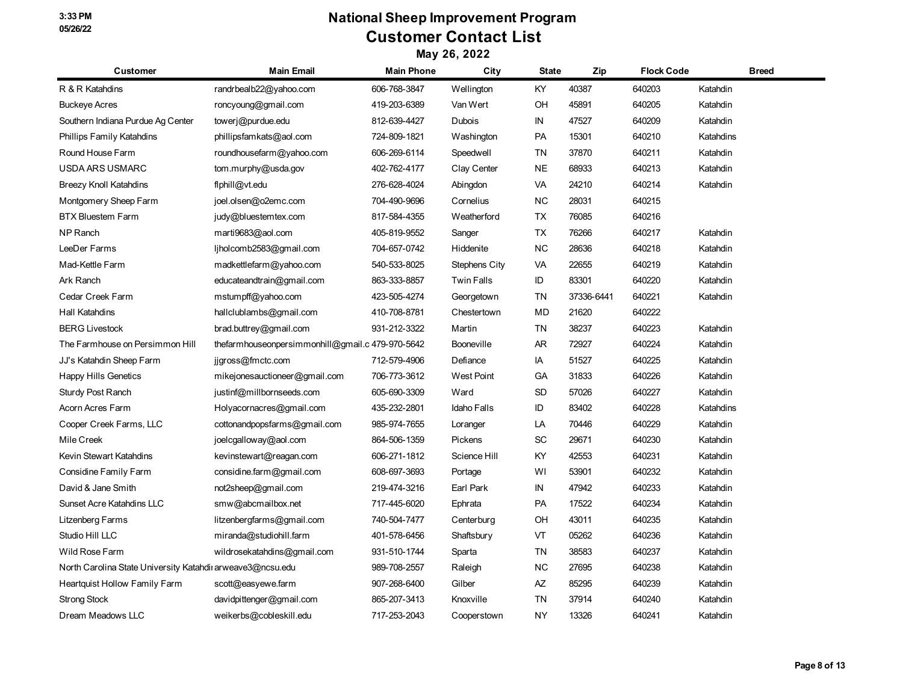# National Sheep Improvement Program

## Customer Contact List

### May 26, 2022

| Customer | Main Email | Main Phone | City | State | Zip | Flock Code | Breed |
|---|---|---|---|---|---|---|---|
| R & R Katahdins | randrbealb22@yahoo.com | 606-768-3847 | Wellington | KY | 40387 | 640203 | Katahdin |
| Buckeye Acres | roncyoung@gmail.com | 419-203-6389 | Van Wert | OH | 45891 | 640205 | Katahdin |
| Southern Indiana Purdue Ag Center | towerj@purdue.edu | 812-639-4427 | Dubois | IN | 47527 | 640209 | Katahdin |
| Phillips Family Katahdins | phillipsfamkats@aol.com | 724-809-1821 | Washington | PA | 15301 | 640210 | Katahdins |
| Round House Farm | roundhousefarm@yahoo.com | 606-269-6114 | Speedwell | TN | 37870 | 640211 | Katahdin |
| USDA ARS USMARC | tom.murphy@usda.gov | 402-762-4177 | Clay Center | NE | 68933 | 640213 | Katahdin |
| Breezy Knoll Katahdins | flphill@vt.edu | 276-628-4024 | Abingdon | VA | 24210 | 640214 | Katahdin |
| Montgomery Sheep Farm | joel.olsen@o2emc.com | 704-490-9696 | Cornelius | NC | 28031 | 640215 | |
| BTX Bluestem Farm | judy@bluestemtex.com | 817-584-4355 | Weatherford | TX | 76085 | 640216 | |
| NP Ranch | marti9683@aol.com | 405-819-9552 | Sanger | TX | 76266 | 640217 | Katahdin |
| LeeDer Farms | ljholcomb2583@gmail.com | 704-657-0742 | Hiddenite | NC | 28636 | 640218 | Katahdin |
| Mad-Kettle Farm | madkettlefarm@yahoo.com | 540-533-8025 | Stephens City | VA | 22655 | 640219 | Katahdin |
| Ark Ranch | educateandtrain@gmail.com | 863-333-8857 | Twin Falls | ID | 83301 | 640220 | Katahdin |
| Cedar Creek Farm | mstumpff@yahoo.com | 423-505-4274 | Georgetown | TN | 37336-6441 | 640221 | Katahdin |
| Hall Katahdins | hallclublambs@gmail.com | 410-708-8781 | Chestertown | MD | 21620 | 640222 | |
| BERG Livestock | brad.buttrey@gmail.com | 931-212-3322 | Martin | TN | 38237 | 640223 | Katahdin |
| The Farmhouse on Persimmon Hill | thefarmhouseonpersimmonhill@gmail.c | 479-970-5642 | Booneville | AR | 72927 | 640224 | Katahdin |
| JJ's Katahdin Sheep Farm | jjgross@fmctc.com | 712-579-4906 | Defiance | IA | 51527 | 640225 | Katahdin |
| Happy Hills Genetics | mikejonesauctioneer@gmail.com | 706-773-3612 | West Point | GA | 31833 | 640226 | Katahdin |
| Sturdy Post Ranch | justinf@millbornseeds.com | 605-690-3309 | Ward | SD | 57026 | 640227 | Katahdin |
| Acorn Acres Farm | Holyacornacres@gmail.com | 435-232-2801 | Idaho Falls | ID | 83402 | 640228 | Katahdins |
| Cooper Creek Farms, LLC | cottonandpopsfarms@gmail.com | 985-974-7655 | Loranger | LA | 70446 | 640229 | Katahdin |
| Mile Creek | joelcgalloway@aol.com | 864-506-1359 | Pickens | SC | 29671 | 640230 | Katahdin |
| Kevin Stewart Katahdins | kevinstewart@reagan.com | 606-271-1812 | Science Hill | KY | 42553 | 640231 | Katahdin |
| Considine Family Farm | considine.farm@gmail.com | 608-697-3693 | Portage | WI | 53901 | 640232 | Katahdin |
| David & Jane Smith | not2sheep@gmail.com | 219-474-3216 | Earl Park | IN | 47942 | 640233 | Katahdin |
| Sunset Acre Katahdins LLC | smw@abcmailbox.net | 717-445-6020 | Ephrata | PA | 17522 | 640234 | Katahdin |
| Litzenberg Farms | litzenbergfarms@gmail.com | 740-504-7477 | Centerburg | OH | 43011 | 640235 | Katahdin |
| Studio Hill LLC | miranda@studiohill.farm | 401-578-6456 | Shaftsbury | VT | 05262 | 640236 | Katahdin |
| Wild Rose Farm | wildrosekatahdins@gmail.com | 931-510-1744 | Sparta | TN | 38583 | 640237 | Katahdin |
| North Carolina State University Katahdi | arweave3@ncsu.edu | 989-708-2557 | Raleigh | NC | 27695 | 640238 | Katahdin |
| Heartquist Hollow Family Farm | scott@easyewe.farm | 907-268-6400 | Gilber | AZ | 85295 | 640239 | Katahdin |
| Strong Stock | davidpittenger@gmail.com | 865-207-3413 | Knoxville | TN | 37914 | 640240 | Katahdin |
| Dream Meadows LLC | weikerbs@cobleskill.edu | 717-253-2043 | Cooperstown | NY | 13326 | 640241 | Katahdin |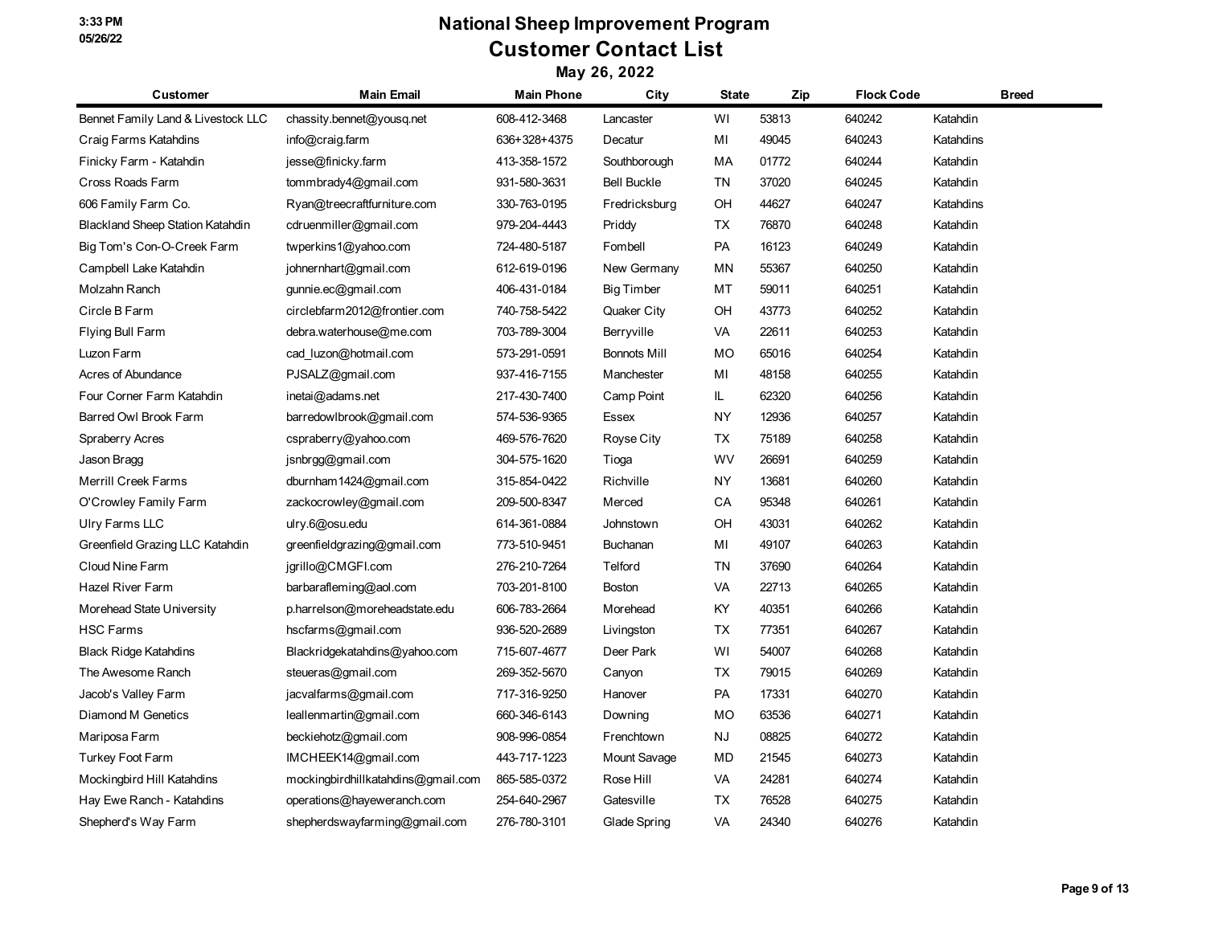# National Sheep Improvement Program

## Customer Contact List

### May 26, 2022

| Customer | Main Email | Main Phone | City | State | Zip | Flock Code | Breed |
|---|---|---|---|---|---|---|---|
| Bennet Family Land & Livestock LLC | chassity.bennet@yousq.net | 608-412-3468 | Lancaster | WI | 53813 | 640242 | Katahdin |
| Craig Farms Katahdins | info@craig.farm | 636+328+4375 | Decatur | MI | 49045 | 640243 | Katahdins |
| Finicky Farm - Katahdin | jesse@finicky.farm | 413-358-1572 | Southborough | MA | 01772 | 640244 | Katahdin |
| Cross Roads Farm | tommbrady4@gmail.com | 931-580-3631 | Bell Buckle | TN | 37020 | 640245 | Katahdin |
| 606 Family Farm Co. | Ryan@treecraftfurniture.com | 330-763-0195 | Fredricksburg | OH | 44627 | 640247 | Katahdins |
| Blackland Sheep Station Katahdin | cdruenmiller@gmail.com | 979-204-4443 | Priddy | TX | 76870 | 640248 | Katahdin |
| Big Tom's Con-O-Creek Farm | twperkins1@yahoo.com | 724-480-5187 | Fombell | PA | 16123 | 640249 | Katahdin |
| Campbell Lake Katahdin | johnernhart@gmail.com | 612-619-0196 | New Germany | MN | 55367 | 640250 | Katahdin |
| Molzahn Ranch | gunnie.ec@gmail.com | 406-431-0184 | Big Timber | MT | 59011 | 640251 | Katahdin |
| Circle B Farm | circlebfarm2012@frontier.com | 740-758-5422 | Quaker City | OH | 43773 | 640252 | Katahdin |
| Flying Bull Farm | debra.waterhouse@me.com | 703-789-3004 | Berryville | VA | 22611 | 640253 | Katahdin |
| Luzon Farm | cad_luzon@hotmail.com | 573-291-0591 | Bonnots Mill | MO | 65016 | 640254 | Katahdin |
| Acres of Abundance | PJSALZ@gmail.com | 937-416-7155 | Manchester | MI | 48158 | 640255 | Katahdin |
| Four Corner Farm Katahdin | inetai@adams.net | 217-430-7400 | Camp Point | IL | 62320 | 640256 | Katahdin |
| Barred Owl Brook Farm | barredowlbrook@gmail.com | 574-536-9365 | Essex | NY | 12936 | 640257 | Katahdin |
| Spraberry Acres | cspraberry@yahoo.com | 469-576-7620 | Royse City | TX | 75189 | 640258 | Katahdin |
| Jason Bragg | jsnbrgg@gmail.com | 304-575-1620 | Tioga | WV | 26691 | 640259 | Katahdin |
| Merrill Creek Farms | dburnham1424@gmail.com | 315-854-0422 | Richville | NY | 13681 | 640260 | Katahdin |
| O'Crowley Family Farm | zackocrowley@gmail.com | 209-500-8347 | Merced | CA | 95348 | 640261 | Katahdin |
| Ulry Farms LLC | ulry.6@osu.edu | 614-361-0884 | Johnstown | OH | 43031 | 640262 | Katahdin |
| Greenfield Grazing LLC Katahdin | greenfieldgrazing@gmail.com | 773-510-9451 | Buchanan | MI | 49107 | 640263 | Katahdin |
| Cloud Nine Farm | jgrillo@CMGFI.com | 276-210-7264 | Telford | TN | 37690 | 640264 | Katahdin |
| Hazel River Farm | barbarafleming@aol.com | 703-201-8100 | Boston | VA | 22713 | 640265 | Katahdin |
| Morehead State University | p.harrelson@moreheadstate.edu | 606-783-2664 | Morehead | KY | 40351 | 640266 | Katahdin |
| HSC Farms | hscfarms@gmail.com | 936-520-2689 | Livingston | TX | 77351 | 640267 | Katahdin |
| Black Ridge Katahdins | Blackridgekatahdins@yahoo.com | 715-607-4677 | Deer Park | WI | 54007 | 640268 | Katahdin |
| The Awesome Ranch | steueras@gmail.com | 269-352-5670 | Canyon | TX | 79015 | 640269 | Katahdin |
| Jacob's Valley Farm | jacvalfarms@gmail.com | 717-316-9250 | Hanover | PA | 17331 | 640270 | Katahdin |
| Diamond M Genetics | leallenmartin@gmail.com | 660-346-6143 | Downing | MO | 63536 | 640271 | Katahdin |
| Mariposa Farm | beckiehotz@gmail.com | 908-996-0854 | Frenchtown | NJ | 08825 | 640272 | Katahdin |
| Turkey Foot Farm | IMCHEEK14@gmail.com | 443-717-1223 | Mount Savage | MD | 21545 | 640273 | Katahdin |
| Mockingbird Hill Katahdins | mockingbirdhillkatahdins@gmail.com | 865-585-0372 | Rose Hill | VA | 24281 | 640274 | Katahdin |
| Hay Ewe Ranch - Katahdins | operations@hayeweranch.com | 254-640-2967 | Gatesville | TX | 76528 | 640275 | Katahdin |
| Shepherd's Way Farm | shepherdswayfarming@gmail.com | 276-780-3101 | Glade Spring | VA | 24340 | 640276 | Katahdin |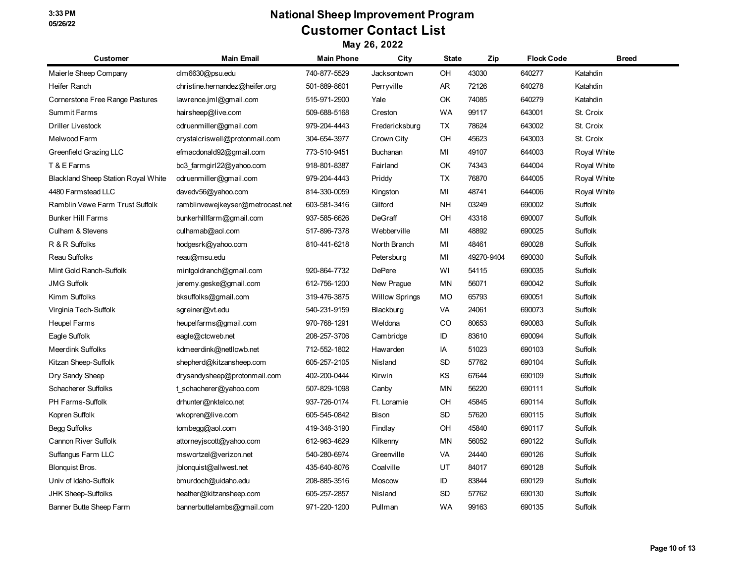# National Sheep Improvement Program

## Customer Contact List

### May 26, 2022

| Customer | Main Email | Main Phone | City | State | Zip | Flock Code | Breed |
|---|---|---|---|---|---|---|---|
| Maierle Sheep Company | clm6630@psu.edu | 740-877-5529 | Jacksontown | OH | 43030 | 640277 | Katahdin |
| Heifer Ranch | christine.hernandez@heifer.org | 501-889-8601 | Perryville | AR | 72126 | 640278 | Katahdin |
| Cornerstone Free Range Pastures | lawrence.jml@gmail.com | 515-971-2900 | Yale | OK | 74085 | 640279 | Katahdin |
| Summit Farms | hairsheep@live.com | 509-688-5168 | Creston | WA | 99117 | 643001 | St. Croix |
| Driller Livestock | cdruenmiller@gmail.com | 979-204-4443 | Fredericksburg | TX | 78624 | 643002 | St. Croix |
| Melwood Farm | crystalcriswell@protonmail.com | 304-654-3977 | Crown City | OH | 45623 | 643003 | St. Croix |
| Greenfield Grazing LLC | efmacdonald92@gmail.com | 773-510-9451 | Buchanan | MI | 49107 | 644003 | Royal White |
| T & E Farms | bc3_farmgirl22@yahoo.com | 918-801-8387 | Fairland | OK | 74343 | 644004 | Royal White |
| Blackland Sheep Station Royal White | cdruenmiller@gmail.com | 979-204-4443 | Priddy | TX | 76870 | 644005 | Royal White |
| 4480 Farmstead LLC | davedv56@yahoo.com | 814-330-0059 | Kingston | MI | 48741 | 644006 | Royal White |
| Ramblin Vewe Farm Trust Suffolk | ramblinvewejkeyser@metrocast.net | 603-581-3416 | Gilford | NH | 03249 | 690002 | Suffolk |
| Bunker Hill Farms | bunkerhillfarm@gmail.com | 937-585-6626 | DeGraff | OH | 43318 | 690007 | Suffolk |
| Culham & Stevens | culhamab@aol.com | 517-896-7378 | Webberville | MI | 48892 | 690025 | Suffolk |
| R & R Suffolks | hodgesrk@yahoo.com | 810-441-6218 | North Branch | MI | 48461 | 690028 | Suffolk |
| Reau Suffolks | reau@msu.edu | | Petersburg | MI | 49270-9404 | 690030 | Suffolk |
| Mint Gold Ranch-Suffolk | mintgoldranch@gmail.com | 920-864-7732 | DePere | WI | 54115 | 690035 | Suffolk |
| JMG Suffolk | jeremy.geske@gmail.com | 612-756-1200 | New Prague | MN | 56071 | 690042 | Suffolk |
| Kimm Suffolks | bksuffolks@gmail.com | 319-476-3875 | Willow Springs | MO | 65793 | 690051 | Suffolk |
| Virginia Tech-Suffolk | sgreiner@vt.edu | 540-231-9159 | Blackburg | VA | 24061 | 690073 | Suffolk |
| Heupel Farms | heupelfarms@gmail.com | 970-768-1291 | Weldona | CO | 80653 | 690083 | Suffolk |
| Eagle Suffolk | eagle@ctcweb.net | 208-257-3706 | Cambridge | ID | 83610 | 690094 | Suffolk |
| Meerdink Suffolks | kdmeerdink@netllcwb.net | 712-552-1802 | Hawarden | IA | 51023 | 690103 | Suffolk |
| Kitzan Sheep-Suffolk | shepherd@kitzansheep.com | 605-257-2105 | Nisland | SD | 57762 | 690104 | Suffolk |
| Dry Sandy Sheep | drysandysheep@protonmail.com | 402-200-0444 | Kirwin | KS | 67644 | 690109 | Suffolk |
| Schacherer Suffolks | t_schacherer@yahoo.com | 507-829-1098 | Canby | MN | 56220 | 690111 | Suffolk |
| PH Farms-Suffolk | drhunter@nktelco.net | 937-726-0174 | Ft. Loramie | OH | 45845 | 690114 | Suffolk |
| Kopren Suffolk | wkopren@live.com | 605-545-0842 | Bison | SD | 57620 | 690115 | Suffolk |
| Begg Suffolks | tombegg@aol.com | 419-348-3190 | Findlay | OH | 45840 | 690117 | Suffolk |
| Cannon River Suffolk | attorneyjscott@yahoo.com | 612-963-4629 | Kilkenny | MN | 56052 | 690122 | Suffolk |
| Suffangus Farm LLC | mswortzel@verizon.net | 540-280-6974 | Greenville | VA | 24440 | 690126 | Suffolk |
| Blonquist Bros. | jblonquist@allwest.net | 435-640-8076 | Coalville | UT | 84017 | 690128 | Suffolk |
| Univ of Idaho-Suffolk | bmurdoch@uidaho.edu | 208-885-3516 | Moscow | ID | 83844 | 690129 | Suffolk |
| JHK Sheep-Suffolks | heather@kitzansheep.com | 605-257-2857 | Nisland | SD | 57762 | 690130 | Suffolk |
| Banner Butte Sheep Farm | bannerbuttelambs@gmail.com | 971-220-1200 | Pullman | WA | 99163 | 690135 | Suffolk |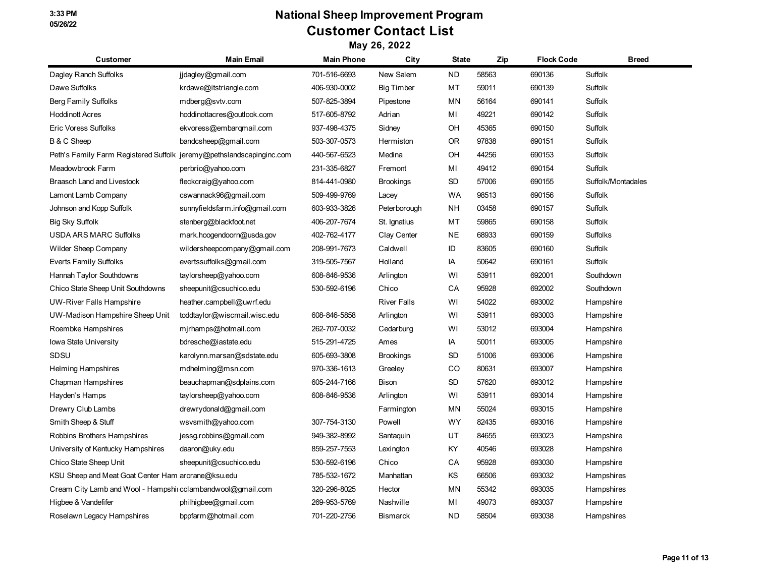# National Sheep Improvement Program

## Customer Contact List

**May 26, 2022**

| Customer | Main Email | Main Phone | City | State | Zip | Flock Code | Breed |
|---|---|---|---|---|---|---|---|
| Dagley Ranch Suffolks | jjdagley@gmail.com | 701-516-6693 | New Salem | ND | 58563 | 690136 | Suffolk |
| Dawe Suffolks | krdawe@itstriangle.com | 406-930-0002 | Big Timber | MT | 59011 | 690139 | Suffolk |
| Berg Family Suffolks | mdberg@svtv.com | 507-825-3894 | Pipestone | MN | 56164 | 690141 | Suffolk |
| Hoddinott Acres | hoddinottacres@outlook.com | 517-605-8792 | Adrian | MI | 49221 | 690142 | Suffolk |
| Eric Voress Suffolks | ekvoress@embarqmail.com | 937-498-4375 | Sidney | OH | 45365 | 690150 | Suffolk |
| B & C Sheep | bandcsheep@gmail.com | 503-307-0573 | Hermiston | OR | 97838 | 690151 | Suffolk |
| Peth's Family Farm Registered Suffolk | jeremy@pethslandscapinginc.com | 440-567-6523 | Medina | OH | 44256 | 690153 | Suffolk |
| Meadowbrook Farm | perbrio@yahoo.com | 231-335-6827 | Fremont | MI | 49412 | 690154 | Suffolk |
| Braasch Land and Livestock | fleckcraig@yahoo.com | 814-441-0980 | Brookings | SD | 57006 | 690155 | Suffolk/Montadales |
| Lamont Lamb Company | cswannack96@gmail.com | 509-499-9769 | Lacey | WA | 98513 | 690156 | Suffolk |
| Johnson and Kopp Suffolk | sunnyfieldsfarm.info@gmail.com | 603-933-3826 | Peterborough | NH | 03458 | 690157 | Suffolk |
| Big Sky Suffolk | stenberg@blackfoot.net | 406-207-7674 | St. Ignatius | MT | 59865 | 690158 | Suffolk |
| USDA ARS MARC Suffolks | mark.hoogendoorn@usda.gov | 402-762-4177 | Clay Center | NE | 68933 | 690159 | Suffolks |
| Wilder Sheep Company | wildersheepcompany@gmail.com | 208-991-7673 | Caldwell | ID | 83605 | 690160 | Suffolk |
| Everts Family Suffolks | evertssuffolks@gmail.com | 319-505-7567 | Holland | IA | 50642 | 690161 | Suffolk |
| Hannah Taylor Southdowns | taylorsheep@yahoo.com | 608-846-9536 | Arlington | WI | 53911 | 692001 | Southdown |
| Chico State Sheep Unit Southdowns | sheepunit@csuchico.edu | 530-592-6196 | Chico | CA | 95928 | 692002 | Southdown |
| UW-River Falls Hampshire | heather.campbell@uwrf.edu | | River Falls | WI | 54022 | 693002 | Hampshire |
| UW-Madison Hampshire Sheep Unit | toddtaylor@wiscmail.wisc.edu | 608-846-5858 | Arlington | WI | 53911 | 693003 | Hampshire |
| Roembke Hampshires | mjrhamps@hotmail.com | 262-707-0032 | Cedarburg | WI | 53012 | 693004 | Hampshire |
| Iowa State University | bdresche@iastate.edu | 515-291-4725 | Ames | IA | 50011 | 693005 | Hampshire |
| SDSU | karolynn.marsan@sdstate.edu | 605-693-3808 | Brookings | SD | 51006 | 693006 | Hampshire |
| Helming Hampshires | mdhelming@msn.com | 970-336-1613 | Greeley | CO | 80631 | 693007 | Hampshire |
| Chapman Hampshires | beauchapman@sdplains.com | 605-244-7166 | Bison | SD | 57620 | 693012 | Hampshire |
| Hayden's Hamps | taylorsheep@yahoo.com | 608-846-9536 | Arlington | WI | 53911 | 693014 | Hampshire |
| Drewry Club Lambs | drewrydonald@gmail.com | | Farmington | MN | 55024 | 693015 | Hampshire |
| Smith Sheep & Stuff | wsvsmith@yahoo.com | 307-754-3130 | Powell | WY | 82435 | 693016 | Hampshire |
| Robbins Brothers Hampshires | jessg.robbins@gmail.com | 949-382-8992 | Santaquin | UT | 84655 | 693023 | Hampshire |
| University of Kentucky Hampshires | daaron@uky.edu | 859-257-7553 | Lexington | KY | 40546 | 693028 | Hampshire |
| Chico State Sheep Unit | sheepunit@csuchico.edu | 530-592-6196 | Chico | CA | 95928 | 693030 | Hampshire |
| KSU Sheep and Meat Goat Center Ham | arcrane@ksu.edu | 785-532-1672 | Manhattan | KS | 66506 | 693032 | Hampshires |
| Cream City Lamb and Wool - Hampshi | cclambandwool@gmail.com | 320-296-8025 | Hector | MN | 55342 | 693035 | Hampshires |
| Higbee & Vandefifer | philhigbee@gmail.com | 269-953-5769 | Nashville | MI | 49073 | 693037 | Hampshire |
| Roselawn Legacy Hampshires | bppfarm@hotmail.com | 701-220-2756 | Bismarck | ND | 58504 | 693038 | Hampshires |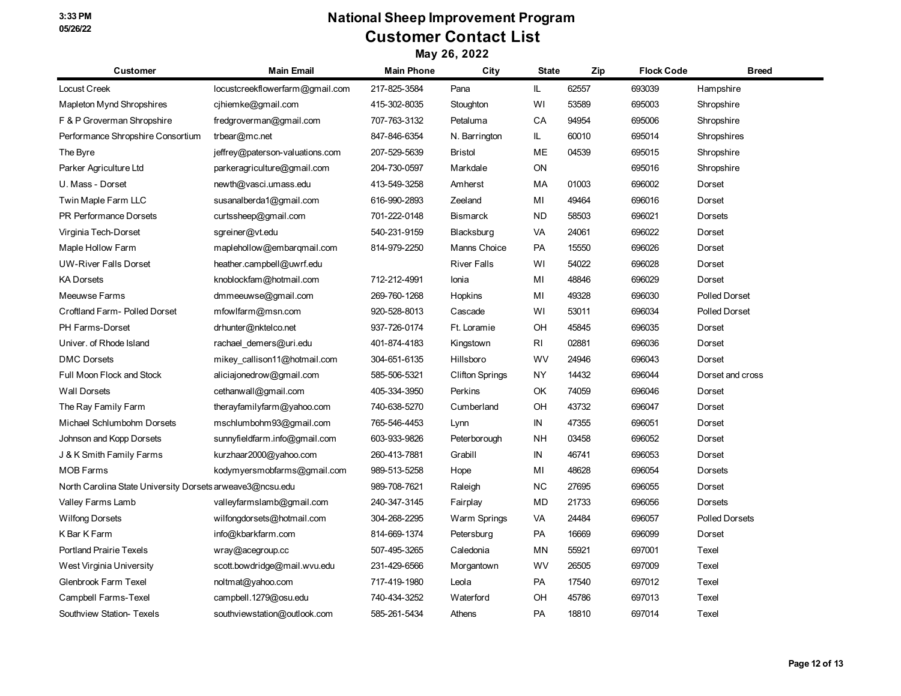# National Sheep Improvement Program

## Customer Contact List

### May 26, 2022

| Customer | Main Email | Main Phone | City | State | Zip | Flock Code | Breed |
|---|---|---|---|---|---|---|---|
| Locust Creek | locustcreekflowerfarm@gmail.com | 217-825-3584 | Pana | IL | 62557 | 693039 | Hampshire |
| Mapleton Mynd Shropshires | cjhiemke@gmail.com | 415-302-8035 | Stoughton | WI | 53589 | 695003 | Shropshire |
| F & P Groverman Shropshire | fredgroverman@gmail.com | 707-763-3132 | Petaluma | CA | 94954 | 695006 | Shropshire |
| Performance Shropshire Consortium | trbear@mc.net | 847-846-6354 | N. Barrington | IL | 60010 | 695014 | Shropshires |
| The Byre | jeffrey@paterson-valuations.com | 207-529-5639 | Bristol | ME | 04539 | 695015 | Shropshire |
| Parker Agriculture Ltd | parkeragriculture@gmail.com | 204-730-0597 | Markdale | ON | | 695016 | Shropshire |
| U. Mass - Dorset | newth@vasci.umass.edu | 413-549-3258 | Amherst | MA | 01003 | 696002 | Dorset |
| Twin Maple Farm LLC | susanalberda1@gmail.com | 616-990-2893 | Zeeland | MI | 49464 | 696016 | Dorset |
| PR Performance Dorsets | curtssheep@gmail.com | 701-222-0148 | Bismarck | ND | 58503 | 696021 | Dorsets |
| Virginia Tech-Dorset | sgreiner@vt.edu | 540-231-9159 | Blacksburg | VA | 24061 | 696022 | Dorset |
| Maple Hollow Farm | maplehollow@embarqmail.com | 814-979-2250 | Manns Choice | PA | 15550 | 696026 | Dorset |
| UW-River Falls Dorset | heather.campbell@uwrf.edu | | River Falls | WI | 54022 | 696028 | Dorset |
| KA Dorsets | knoblockfam@hotmail.com | 712-212-4991 | Ionia | MI | 48846 | 696029 | Dorset |
| Meeuwse Farms | dmmeeuwse@gmail.com | 269-760-1268 | Hopkins | MI | 49328 | 696030 | Polled Dorset |
| Croftland Farm- Polled Dorset | mfowlfarm@msn.com | 920-528-8013 | Cascade | WI | 53011 | 696034 | Polled Dorset |
| PH Farms-Dorset | drhunter@nktelco.net | 937-726-0174 | Ft. Loramie | OH | 45845 | 696035 | Dorset |
| Univer. of Rhode Island | rachael_demers@uri.edu | 401-874-4183 | Kingstown | RI | 02881 | 696036 | Dorset |
| DMC Dorsets | mikey_callison11@hotmail.com | 304-651-6135 | Hillsboro | WV | 24946 | 696043 | Dorset |
| Full Moon Flock and Stock | aliciajonedrow@gmail.com | 585-506-5321 | Clifton Springs | NY | 14432 | 696044 | Dorset and cross |
| Wall Dorsets | cethanwall@gmail.com | 405-334-3950 | Perkins | OK | 74059 | 696046 | Dorset |
| The Ray Family Farm | therayfamilyfarm@yahoo.com | 740-638-5270 | Cumberland | OH | 43732 | 696047 | Dorset |
| Michael Schlumbohm Dorsets | mschlumbohm93@gmail.com | 765-546-4453 | Lynn | IN | 47355 | 696051 | Dorset |
| Johnson and Kopp Dorsets | sunnyfieldfarm.info@gmail.com | 603-933-9826 | Peterborough | NH | 03458 | 696052 | Dorset |
| J & K Smith Family Farms | kurzhaar2000@yahoo.com | 260-413-7881 | Grabill | IN | 46741 | 696053 | Dorset |
| MOB Farms | kodymyersmobfarms@gmail.com | 989-513-5258 | Hope | MI | 48628 | 696054 | Dorsets |
| North Carolina State University Dorsets | arweave3@ncsu.edu | 989-708-7621 | Raleigh | NC | 27695 | 696055 | Dorset |
| Valley Farms Lamb | valleyfarmslamb@gmail.com | 240-347-3145 | Fairplay | MD | 21733 | 696056 | Dorsets |
| Wilfong Dorsets | wilfongdorsets@hotmail.com | 304-268-2295 | Warm Springs | VA | 24484 | 696057 | Polled Dorsets |
| K Bar K Farm | info@kbarkfarm.com | 814-669-1374 | Petersburg | PA | 16669 | 696099 | Dorset |
| Portland Prairie Texels | wray@acegroup.cc | 507-495-3265 | Caledonia | MN | 55921 | 697001 | Texel |
| West Virginia University | scott.bowdridge@mail.wvu.edu | 231-429-6566 | Morgantown | WV | 26505 | 697009 | Texel |
| Glenbrook Farm Texel | noltmat@yahoo.com | 717-419-1980 | Leola | PA | 17540 | 697012 | Texel |
| Campbell Farms-Texel | campbell.1279@osu.edu | 740-434-3252 | Waterford | OH | 45786 | 697013 | Texel |
| Southview Station- Texels | southviewstation@outlook.com | 585-261-5434 | Athens | PA | 18810 | 697014 | Texel |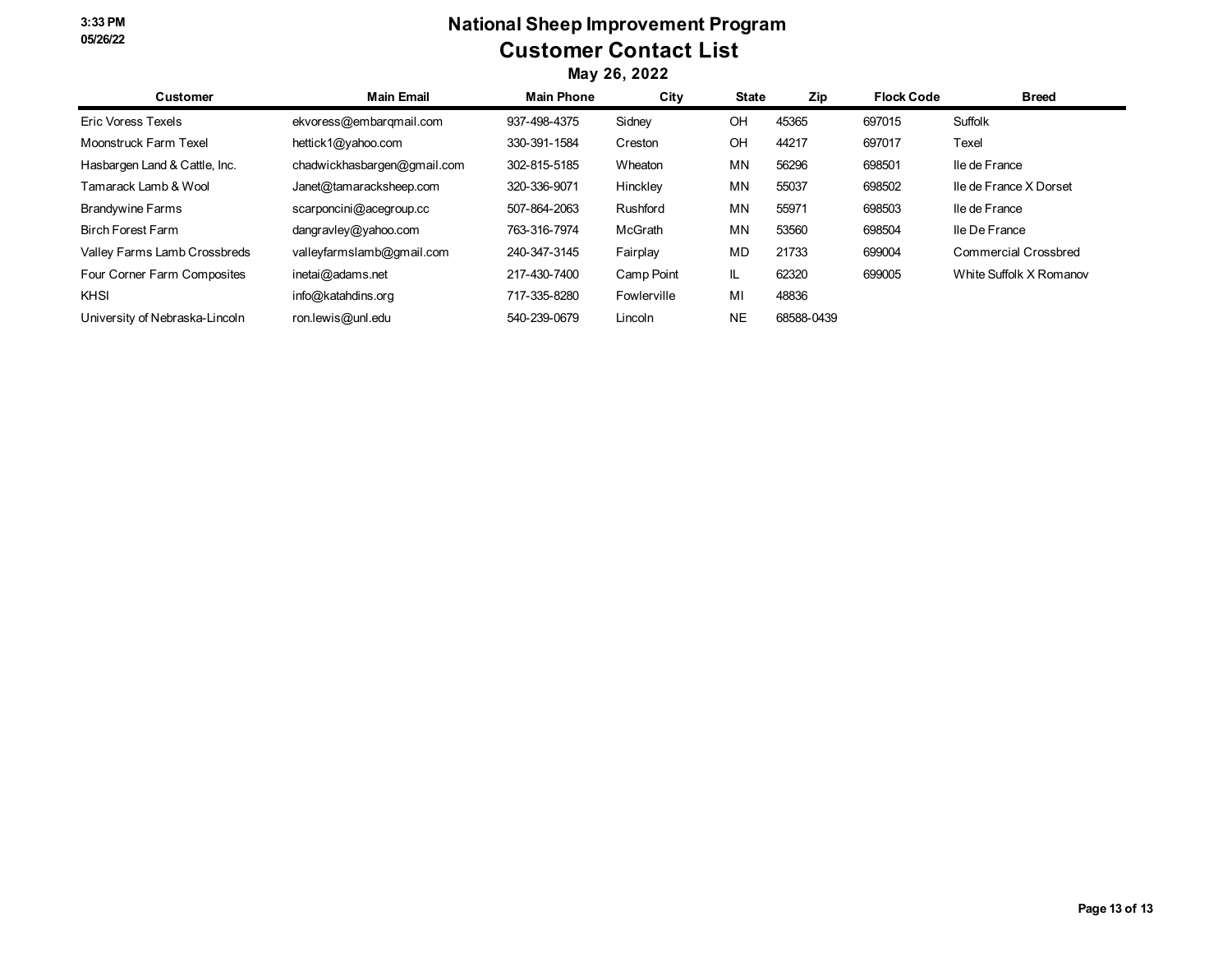# National Sheep Improvement Program

## Customer Contact List

### May 26, 2022

| Customer | Main Email | Main Phone | City | State | Zip | Flock Code | Breed |
|---|---|---|---|---|---|---|---|
| Eric Voress Texels | ekvoress@embarqmail.com | 937-498-4375 | Sidney | OH | 45365 | 697015 | Suffolk |
| Moonstruck Farm Texel | hettick1@yahoo.com | 330-391-1584 | Creston | OH | 44217 | 697017 | Texel |
| Hasbargen Land & Cattle, Inc. | chadwickhasbargen@gmail.com | 302-815-5185 | Wheaton | MN | 56296 | 698501 | Ile de France |
| Tamarack Lamb & Wool | Janet@tamaracksheep.com | 320-336-9071 | Hinckley | MN | 55037 | 698502 | Ile de France X Dorset |
| Brandywine Farms | scarponcini@acegroup.cc | 507-864-2063 | Rushford | MN | 55971 | 698503 | Ile de France |
| Birch Forest Farm | dangravley@yahoo.com | 763-316-7974 | McGrath | MN | 53560 | 698504 | Ile De France |
| Valley Farms Lamb Crossbreds | valleyfarmslamb@gmail.com | 240-347-3145 | Fairplay | MD | 21733 | 699004 | Commercial Crossbred |
| Four Corner Farm Composites | inetai@adams.net | 217-430-7400 | Camp Point | IL | 62320 | 699005 | White Suffolk X Romanov |
| KHSI | info@katahdins.org | 717-335-8280 | Fowlerville | MI | 48836 | | |
| University of Nebraska-Lincoln | ron.lewis@unl.edu | 540-239-0679 | Lincoln | NE | 68588-0439 | | |